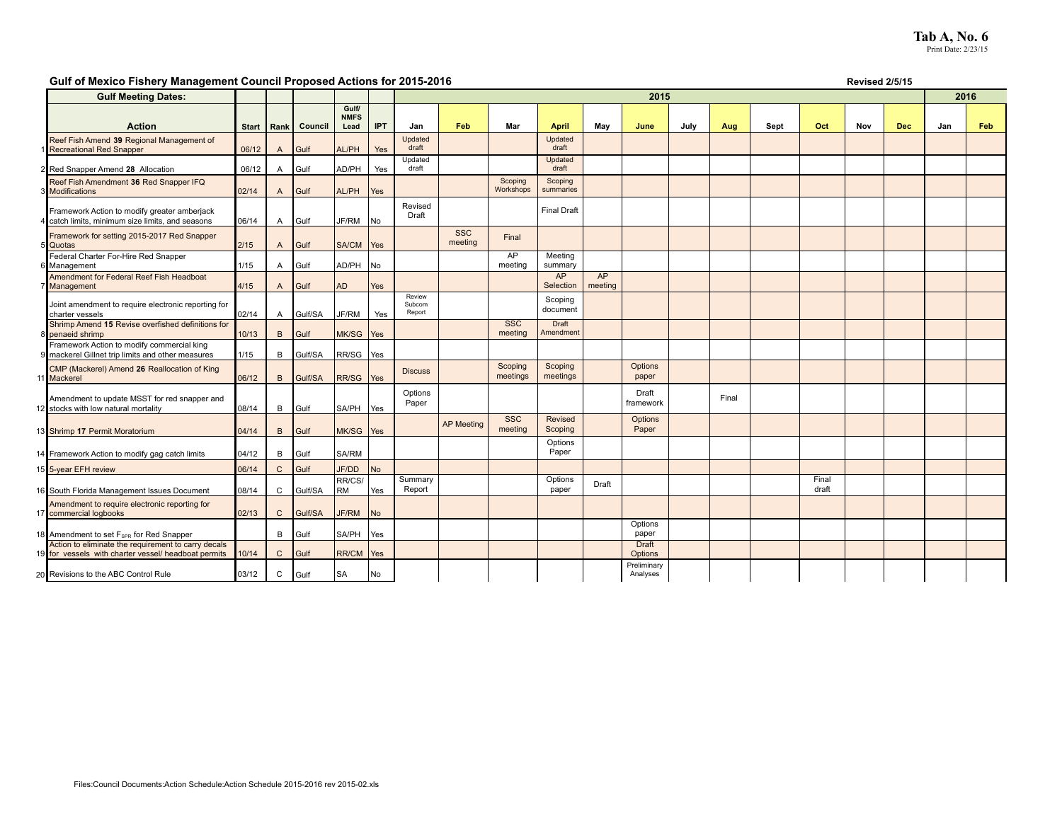**Tab A, No. 6**
Print Date: 2/23/15

## Gulf of Mexico Fishery Management Council Proposed Actions for 2015-2016

Revised 2/5/15

| | Gulf Meeting Dates: | | | | | | 2015 | | | | | | | | | | | | 2016 | |
|---|---|---|---|---|---|---|---|---|---|---|---|---|---|---|---|---|---|---|---|---|
| | Action | Start | Rank | Council | Gulf/ NMFS Lead | IPT | Jan | Feb | Mar | April | May | June | July | Aug | Sept | Oct | Nov | Dec | Jan | Feb |
| 1 | Reef Fish Amend **39** Regional Management of Recreational Red Snapper | 06/12 | A | Gulf | AL/PH | Yes | Updated draft | | | Updated draft | | | | | | | | | | |
| 2 | Red Snapper Amend **28** Allocation | 06/12 | A | Gulf | AD/PH | Yes | Updated draft | | | Updated draft | | | | | | | | | | |
| 3 | Reef Fish Amendment **36** Red Snapper IFQ Modifications | 02/14 | A | Gulf | AL/PH | Yes | | | Scoping Workshops | Scoping summaries | | | | | | | | | | |
| 4 | Framework Action to modify greater amberjack catch limits, minimum size limits, and seasons | 06/14 | A | Gulf | JF/RM | No | Revised Draft | | | Final Draft | | | | | | | | | | |
| 5 | Framework for setting 2015-2017 Red Snapper Quotas | 2/15 | A | Gulf | SA/CM | Yes | | SSC meeting | Final | | | | | | | | | | | |
| 6 | Federal Charter For-Hire Red Snapper Management | 1/15 | A | Gulf | AD/PH | No | | | AP meeting | Meeting summary | | | | | | | | | | |
| 7 | Amendment for Federal Reef Fish Headboat Management | 4/15 | A | Gulf | AD | Yes | | | | AP Selection | AP meeting | | | | | | | | | |
| | Joint amendment to require electronic reporting for charter vessels | 02/14 | A | Gulf/SA | JF/RM | Yes | Review Subcom Report | | | Scoping document | | | | | | | | | | |
| 8 | Shrimp Amend **15** Revise overfished definitions for penaeid shrimp | 10/13 | B | Gulf | MK/SG | Yes | | | SSC meeting | Draft Amendment | | | | | | | | | | |
| 9 | Framework Action to modify commercial king mackerel Gillnet trip limits and other measures | 1/15 | B | Gulf/SA | RR/SG | Yes | | | | | | | | | | | | | | |
| 11 | CMP (Mackerel) Amend **26** Reallocation of King Mackerel | 06/12 | B | Gulf/SA | RR/SG | Yes | Discuss | | Scoping meetings | Scoping meetings | | Options paper | | | | | | | | |
| 12 | Amendment to update MSST for red snapper and stocks with low natural mortality | 08/14 | B | Gulf | SA/PH | Yes | Options Paper | | | | | Draft framework | | Final | | | | | | |
| 13 | Shrimp **17** Permit Moratorium | 04/14 | B | Gulf | MK/SG | Yes | | AP Meeting | SSC meeting | Revised Scoping | | Options Paper | | | | | | | | |
| 14 | Framework Action to modify gag catch limits | 04/12 | B | Gulf | SA/RM | | | | | Options Paper | | | | | | | | | | |
| 15 | 5-year EFH review | 06/14 | C | Gulf | JF/DD | No | | | | | | | | | | | | | | |
| 16 | South Florida Management Issues Document | 08/14 | C | Gulf/SA | RR/CS/ RM | Yes | Summary Report | | | Options paper | Draft | | | | | Final draft | | | | |
| 17 | Amendment to require electronic reporting for commercial logbooks | 02/13 | C | Gulf/SA | JF/RM | No | | | | | | | | | | | | | | |
| 18 | Amendment to set $F_{SPR}$ for Red Snapper | | B | Gulf | SA/PH | Yes | | | | | | Options paper | | | | | | | | |
| 19 | Action to eliminate the requirement to carry decals for vessels with charter vessel/ headboat permits | 10/14 | C | Gulf | RR/CM | Yes | | | | | | Draft Options | | | | | | | | |
| 20 | Revisions to the ABC Control Rule | 03/12 | C | Gulf | SA | No | | | | | | Preliminary Analyses | | | | | | | | |

Files:Council Documents:Action Schedule:Action Schedule 2015-2016 rev 2015-02.xls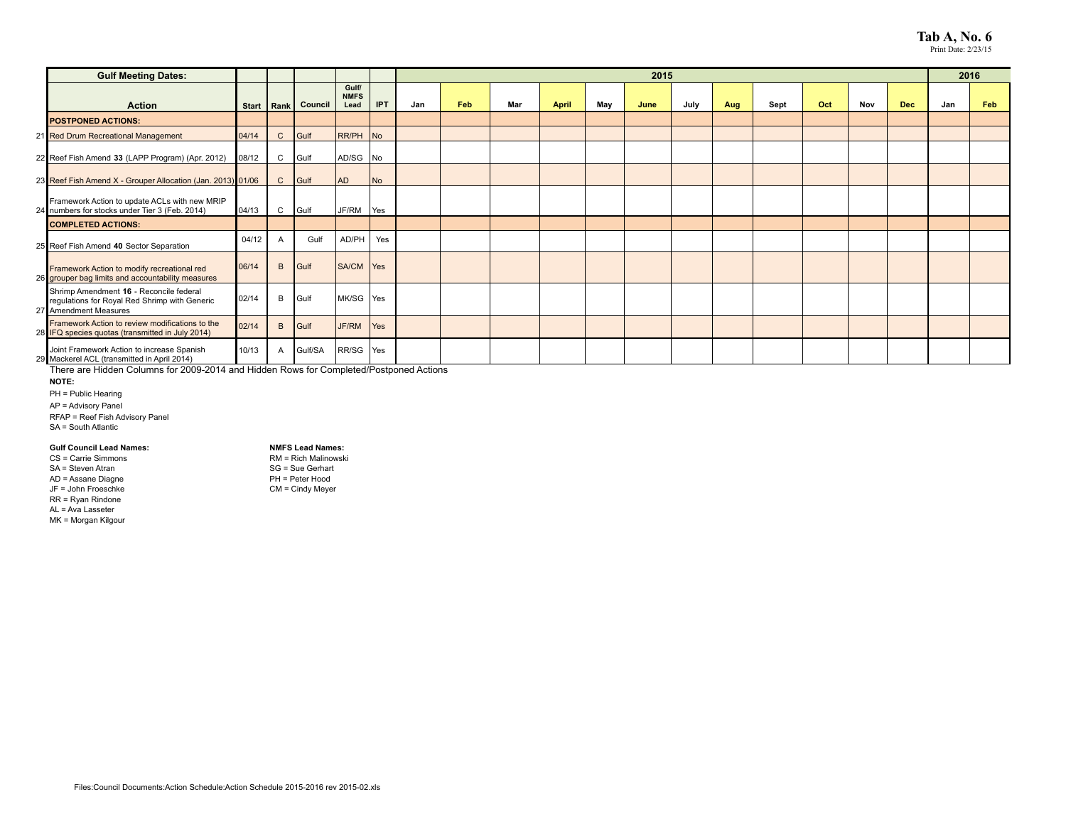**Tab A, No. 6**
Print Date: 2/23/15

| | Gulf Meeting Dates: | | | | | | 2015 | | | | | | | | | | | | 2016 | |
|---|---|---|---|---|---|---|---|---|---|---|---|---|---|---|---|---|---|---|---|---|
| | Action | Start | Rank | Council | Gulf/ NMFS Lead | IPT | Jan | Feb | Mar | April | May | June | July | Aug | Sept | Oct | Nov | Dec | Jan | Feb |
| | **POSTPONED ACTIONS:** | | | | | | | | | | | | | | | | | | | |
| 21 | Red Drum Recreational Management | 04/14 | C | Gulf | RR/PH | No | | | | | | | | | | | | | | |
| 22 | Reef Fish Amend **33** (LAPP Program) (Apr. 2012) | 08/12 | C | Gulf | AD/SG | No | | | | | | | | | | | | | | |
| 23 | Reef Fish Amend X - Grouper Allocation (Jan. 2013) | 01/06 | C | Gulf | AD | No | | | | | | | | | | | | | | |
| 24 | Framework Action to update ACLs with new MRIP numbers for stocks under Tier 3 (Feb. 2014) | 04/13 | C | Gulf | JF/RM | Yes | | | | | | | | | | | | | | |
| | **COMPLETED ACTIONS:** | | | | | | | | | | | | | | | | | | | |
| 25 | Reef Fish Amend **40** Sector Separation | 04/12 | A | Gulf | AD/PH | Yes | | | | | | | | | | | | | | |
| 26 | Framework Action to modify recreational red grouper bag limits and accountability measures | 06/14 | B | Gulf | SA/CM | Yes | | | | | | | | | | | | | | |
| 27 | Shrimp Amendment **16** - Reconcile federal regulations for Royal Red Shrimp with Generic Amendment Measures | 02/14 | B | Gulf | MK/SG | Yes | | | | | | | | | | | | | | |
| 28 | Framework Action to review modifications to the IFQ species quotas (transmitted in July 2014) | 02/14 | B | Gulf | JF/RM | Yes | | | | | | | | | | | | | | |
| 29 | Joint Framework Action to increase Spanish Mackerel ACL (transmitted in April 2014) | 10/13 | A | Gulf/SA | RR/SG | Yes | | | | | | | | | | | | | | |

There are Hidden Columns for 2009-2014 and Hidden Rows for Completed/Postponed Actions

**NOTE:**

PH = Public Hearing
AP = Advisory Panel
RFAP = Reef Fish Advisory Panel
SA = South Atlantic

**Gulf Council Lead Names:**
CS = Carrie Simmons
SA = Steven Atran
AD = Assane Diagne
JF = John Froeschke
RR = Ryan Rindone
AL = Ava Lasseter
MK = Morgan Kilgour

**NMFS Lead Names:**
RM = Rich Malinowski
SG = Sue Gerhart
PH = Peter Hood
CM = Cindy Meyer

Files:Council Documents:Action Schedule:Action Schedule 2015-2016 rev 2015-02.xls